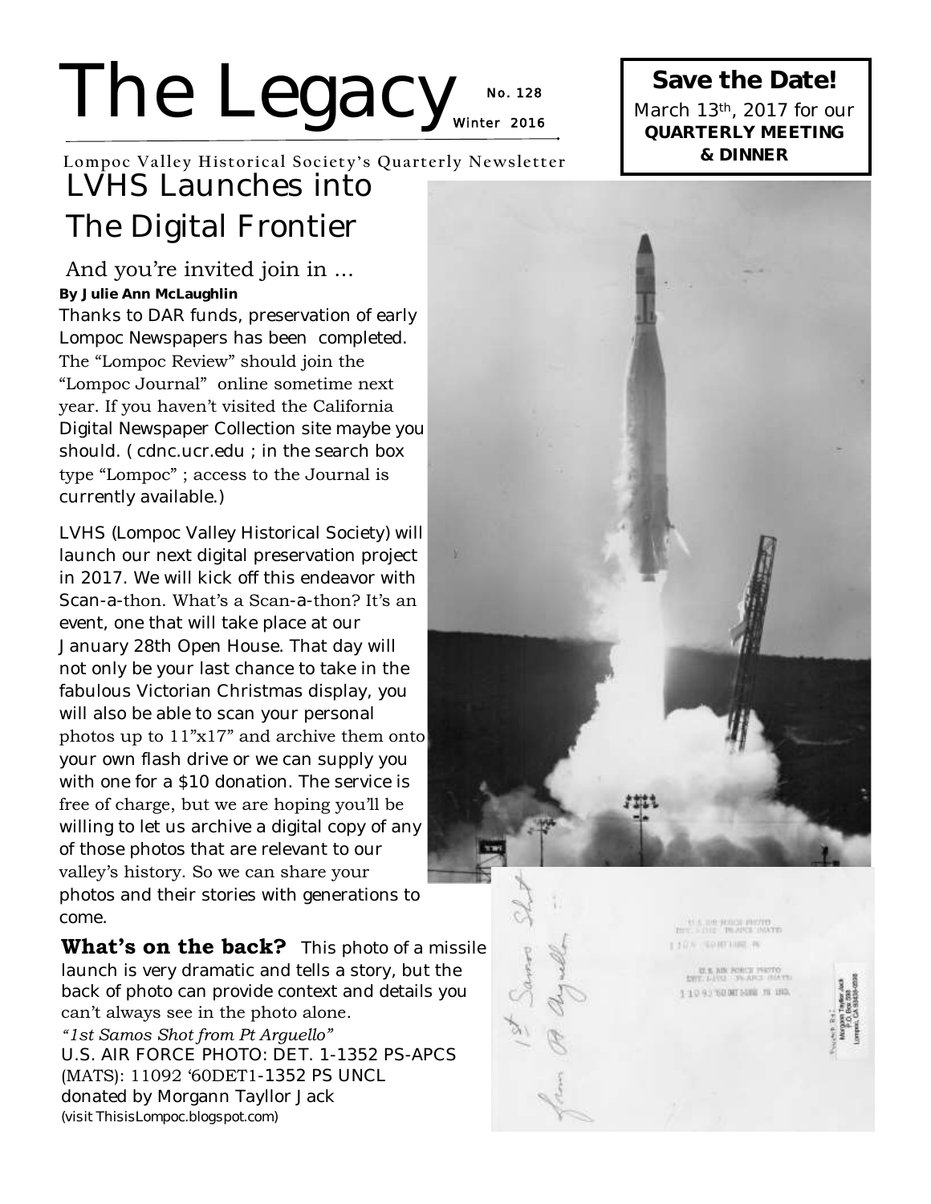# The Legacy

No. 128
Winter 2016

Lompoc Valley Historical Society's Quarterly Newsletter

**Save the Date!**
March 13th, 2017 for our **QUARTERLY MEETING & DINNER**

## LVHS Launches into The Digital Frontier

### And you're invited join in …

**By Julie Ann McLaughlin**

Thanks to DAR funds, preservation of early Lompoc Newspapers has been completed. The "Lompoc Review" should join the "Lompoc Journal" online sometime next year. If you haven't visited the California Digital Newspaper Collection site maybe you should. ( cdnc.ucr.edu ; in the search box type "Lompoc" ; access to the Journal is currently available.)

LVHS (Lompoc Valley Historical Society) will launch our next digital preservation project in 2017. We will kick off this endeavor with Scan-a-thon. What's a Scan-a-thon? It's an event, one that will take place at our January 28th Open House. That day will not only be your last chance to take in the fabulous Victorian Christmas display, you will also be able to scan your personal photos up to 11"x17" and archive them onto your own flash drive or we can supply you with one for a $10 donation. The service is free of charge, but we are hoping you'll be willing to let us archive a digital copy of any of those photos that are relevant to our valley's history. So we can share your photos and their stories with generations to come.

**What's on the back?** This photo of a missile launch is very dramatic and tells a story, but the back of photo can provide context and details you can't always see in the photo alone.

*"1st Samos Shot from Pt Arguello"*
U.S. AIR FORCE PHOTO: DET. 1-1352 PS-APCS (MATS): 11092 '60DET1-1352 PS UNCL
donated by Morgann Tayllor Jack
(visit ThisisLompoc.blogspot.com)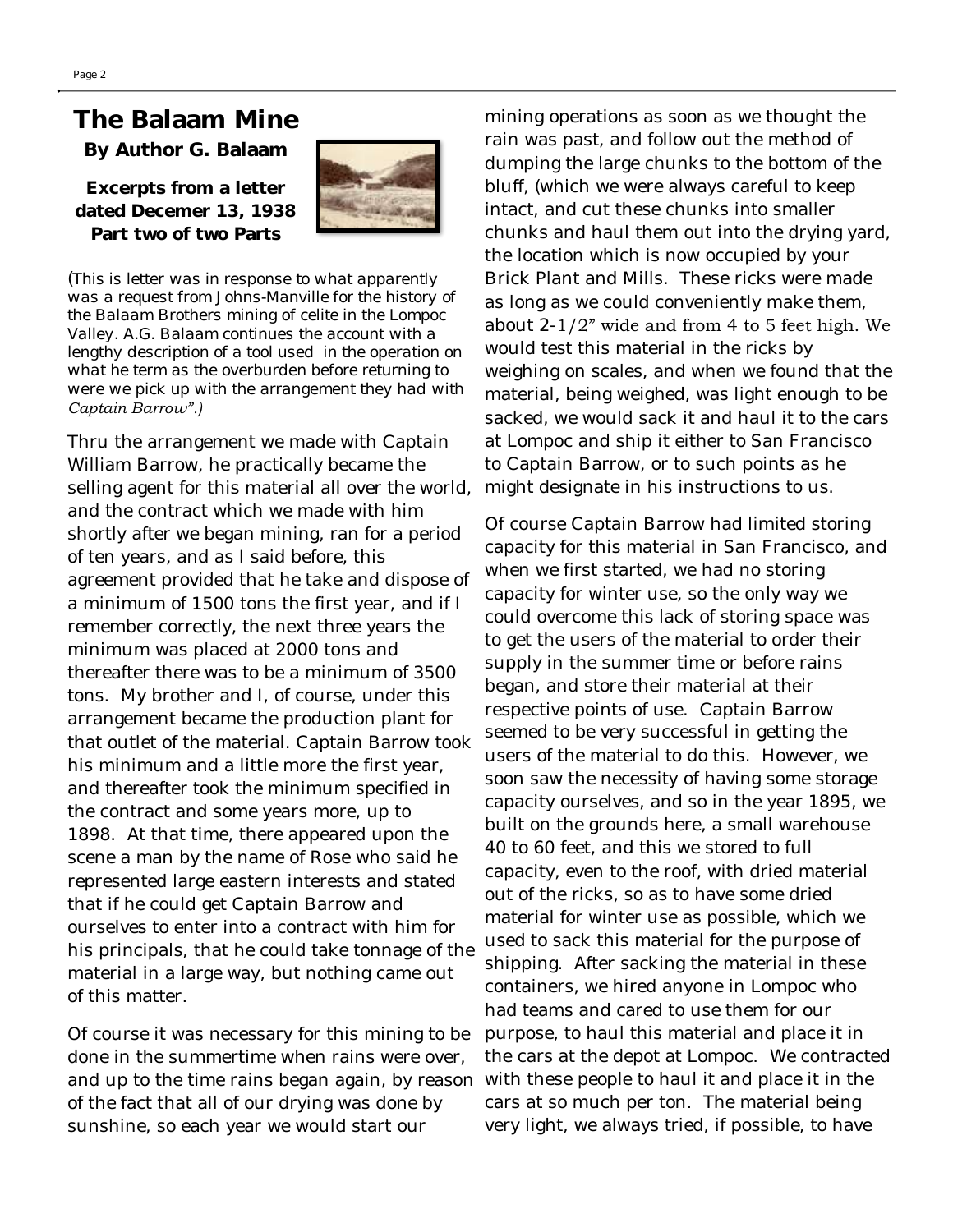# The Balaam Mine

**By Author G. Balaam**

**Excerpts from a letter dated Decemer 13, 1938**
**Part two of two Parts**

*(This is letter was in response to what apparently was a request from Johns-Manville for the history of the Balaam Brothers mining of celite in the Lompoc Valley. A.G. Balaam continues the account with a lengthy description of a tool used in the operation on what he term as the overburden before returning to were we pick up with the arrangement they had with Captain Barrow".)*

Thru the arrangement we made with Captain William Barrow, he practically became the selling agent for this material all over the world, and the contract which we made with him shortly after we began mining, ran for a period of ten years, and as I said before, this agreement provided that he take and dispose of a minimum of 1500 tons the first year, and if I remember correctly, the next three years the minimum was placed at 2000 tons and thereafter there was to be a minimum of 3500 tons. My brother and I, of course, under this arrangement became the production plant for that outlet of the material. Captain Barrow took his minimum and a little more the first year, and thereafter took the minimum specified in the contract and some years more, up to 1898. At that time, there appeared upon the scene a man by the name of Rose who said he represented large eastern interests and stated that if he could get Captain Barrow and ourselves to enter into a contract with him for his principals, that he could take tonnage of the material in a large way, but nothing came out of this matter.

Of course it was necessary for this mining to be done in the summertime when rains were over, and up to the time rains began again, by reason of the fact that all of our drying was done by sunshine, so each year we would start our mining operations as soon as we thought the rain was past, and follow out the method of dumping the large chunks to the bottom of the bluff, (which we were always careful to keep intact, and cut these chunks into smaller chunks and haul them out into the drying yard, the location which is now occupied by your Brick Plant and Mills. These ricks were made as long as we could conveniently make them, about 2-1/2" wide and from 4 to 5 feet high. We would test this material in the ricks by weighing on scales, and when we found that the material, being weighed, was light enough to be sacked, we would sack it and haul it to the cars at Lompoc and ship it either to San Francisco to Captain Barrow, or to such points as he might designate in his instructions to us.

Of course Captain Barrow had limited storing capacity for this material in San Francisco, and when we first started, we had no storing capacity for winter use, so the only way we could overcome this lack of storing space was to get the users of the material to order their supply in the summer time or before rains began, and store their material at their respective points of use. Captain Barrow seemed to be very successful in getting the users of the material to do this. However, we soon saw the necessity of having some storage capacity ourselves, and so in the year 1895, we built on the grounds here, a small warehouse 40 to 60 feet, and this we stored to full capacity, even to the roof, with dried material out of the ricks, so as to have some dried material for winter use as possible, which we used to sack this material for the purpose of shipping. After sacking the material in these containers, we hired anyone in Lompoc who had teams and cared to use them for our purpose, to haul this material and place it in the cars at the depot at Lompoc. We contracted with these people to haul it and place it in the cars at so much per ton. The material being very light, we always tried, if possible, to have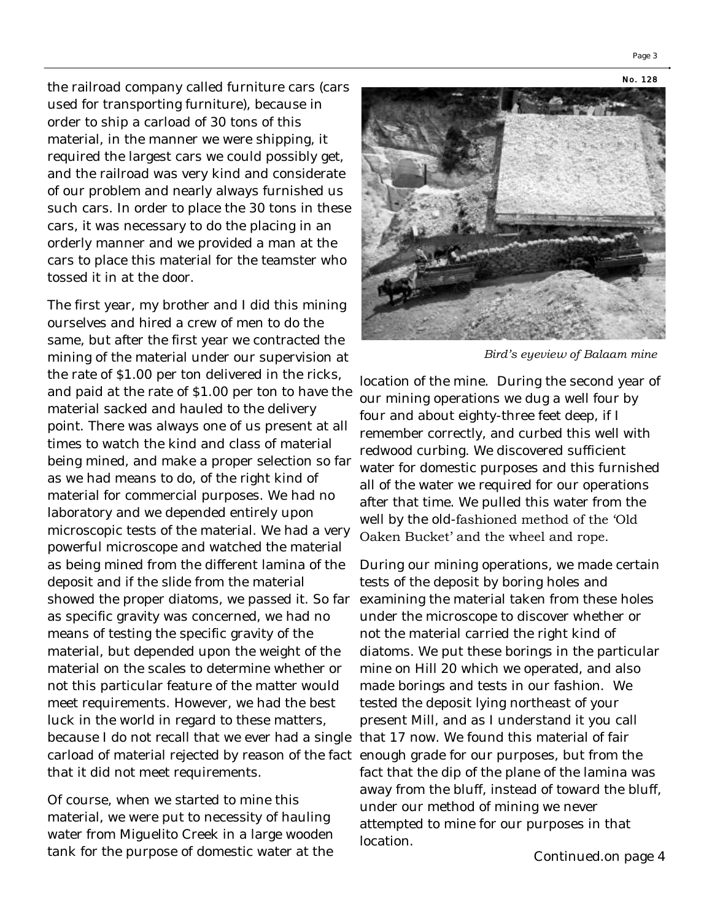the railroad company called furniture cars (cars used for transporting furniture), because in order to ship a carload of 30 tons of this material, in the manner we were shipping, it required the largest cars we could possibly get, and the railroad was very kind and considerate of our problem and nearly always furnished us such cars. In order to place the 30 tons in these cars, it was necessary to do the placing in an orderly manner and we provided a man at the cars to place this material for the teamster who tossed it in at the door.

The first year, my brother and I did this mining ourselves and hired a crew of men to do the same, but after the first year we contracted the mining of the material under our supervision at the rate of $1.00 per ton delivered in the ricks, and paid at the rate of $1.00 per ton to have the material sacked and hauled to the delivery point. There was always one of us present at all times to watch the kind and class of material being mined, and make a proper selection so far as we had means to do, of the right kind of material for commercial purposes. We had no laboratory and we depended entirely upon microscopic tests of the material. We had a very powerful microscope and watched the material as being mined from the different lamina of the deposit and if the slide from the material showed the proper diatoms, we passed it. So far as specific gravity was concerned, we had no means of testing the specific gravity of the material, but depended upon the weight of the material on the scales to determine whether or not this particular feature of the matter would meet requirements. However, we had the best luck in the world in regard to these matters, because I do not recall that we ever had a single carload of material rejected by reason of the fact that it did not meet requirements.

Of course, when we started to mine this material, we were put to necessity of hauling water from Miguelito Creek in a large wooden tank for the purpose of domestic water at the location of the mine. During the second year of our mining operations we dug a well four by four and about eighty-three feet deep, if I remember correctly, and curbed this well with redwood curbing. We discovered sufficient water for domestic purposes and this furnished all of the water we required for our operations after that time. We pulled this water from the well by the old-fashioned method of the 'Old Oaken Bucket' and the wheel and rope.

*Bird's eyeview of Balaam mine*

During our mining operations, we made certain tests of the deposit by boring holes and examining the material taken from these holes under the microscope to discover whether or not the material carried the right kind of diatoms. We put these borings in the particular mine on Hill 20 which we operated, and also made borings and tests in our fashion. We tested the deposit lying northeast of your present Mill, and as I understand it you call that 17 now. We found this material of fair enough grade for our purposes, but from the fact that the dip of the plane of the lamina was away from the bluff, instead of toward the bluff, under our method of mining we never attempted to mine for our purposes in that location.

Continued on page 4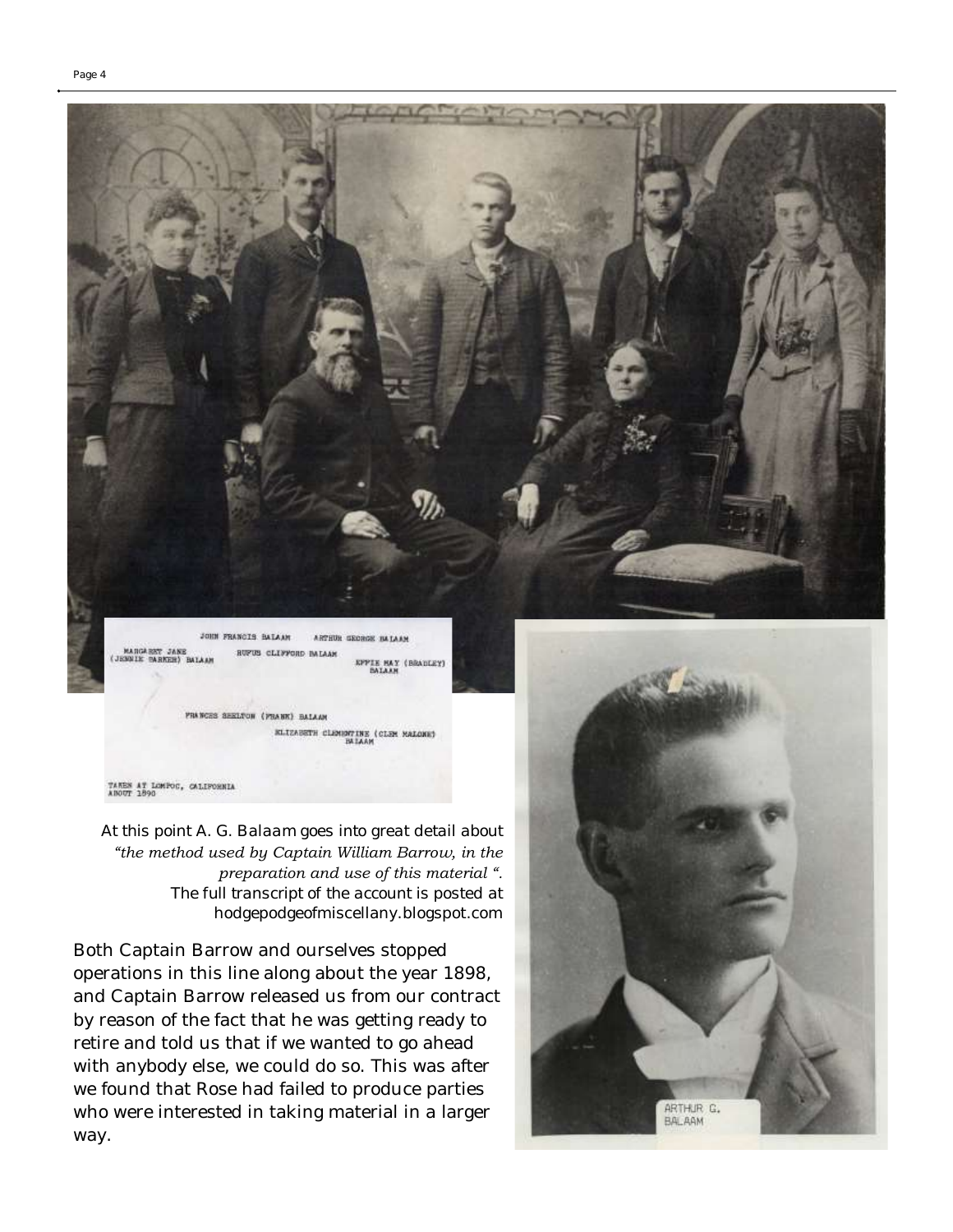JOHN FRANCIS BALAAM ARTHUR GEORGE BALAAM

MARGARET JANE (JENNIE BARKER) BALAAM RUFUS CLIFFORD BALAAM EFFIE MAY (BRADLEY) BALAAM

FRANCES SHELTON (FRANK) BALAAM

ELIZABETH CLEMENTINE (CLEM MALONE) BALAAM

TAKEN AT LOMPOC, CALIFORNIA ABOUT 1890

At this point A. G. Balaam goes into great detail about *"the method used by Captain William Barrow, in the preparation and use of this material "*. The full transcript of the account is posted at hodgepodgeofmiscellany.blogspot.com

Both Captain Barrow and ourselves stopped operations in this line along about the year 1898, and Captain Barrow released us from our contract by reason of the fact that he was getting ready to retire and told us that if we wanted to go ahead with anybody else, we could do so. This was after we found that Rose had failed to produce parties who were interested in taking material in a larger way.

ARTHUR G. BALAAM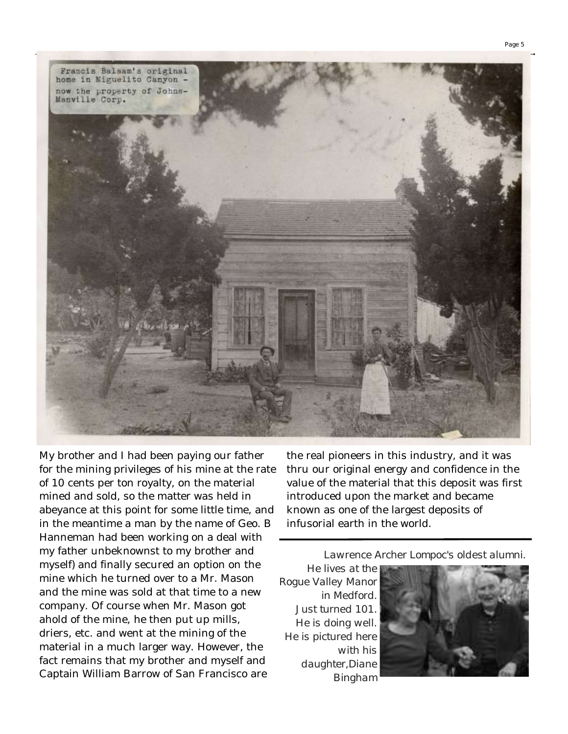Francis Balaam's original home in Miguelito Canyon - now the property of Johns-Manville Corp.

My brother and I had been paying our father for the mining privileges of his mine at the rate of 10 cents per ton royalty, on the material mined and sold, so the matter was held in abeyance at this point for some little time, and in the meantime a man by the name of Geo. B Hanneman had been working on a deal with my father unbeknownst to my brother and myself) and finally secured an option on the mine which he turned over to a Mr. Mason and the mine was sold at that time to a new company. Of course when Mr. Mason got ahold of the mine, he then put up mills, driers, etc. and went at the mining of the material in a much larger way. However, the fact remains that my brother and myself and Captain William Barrow of San Francisco are the real pioneers in this industry, and it was thru our original energy and confidence in the value of the material that this deposit was first introduced upon the market and became known as one of the largest deposits of infusorial earth in the world.

---

Lawrence Archer Lompoc's oldest alumni. He lives at the Rogue Valley Manor in Medford. Just turned 101. He is doing well. He is pictured here with his daughter,Diane Bingham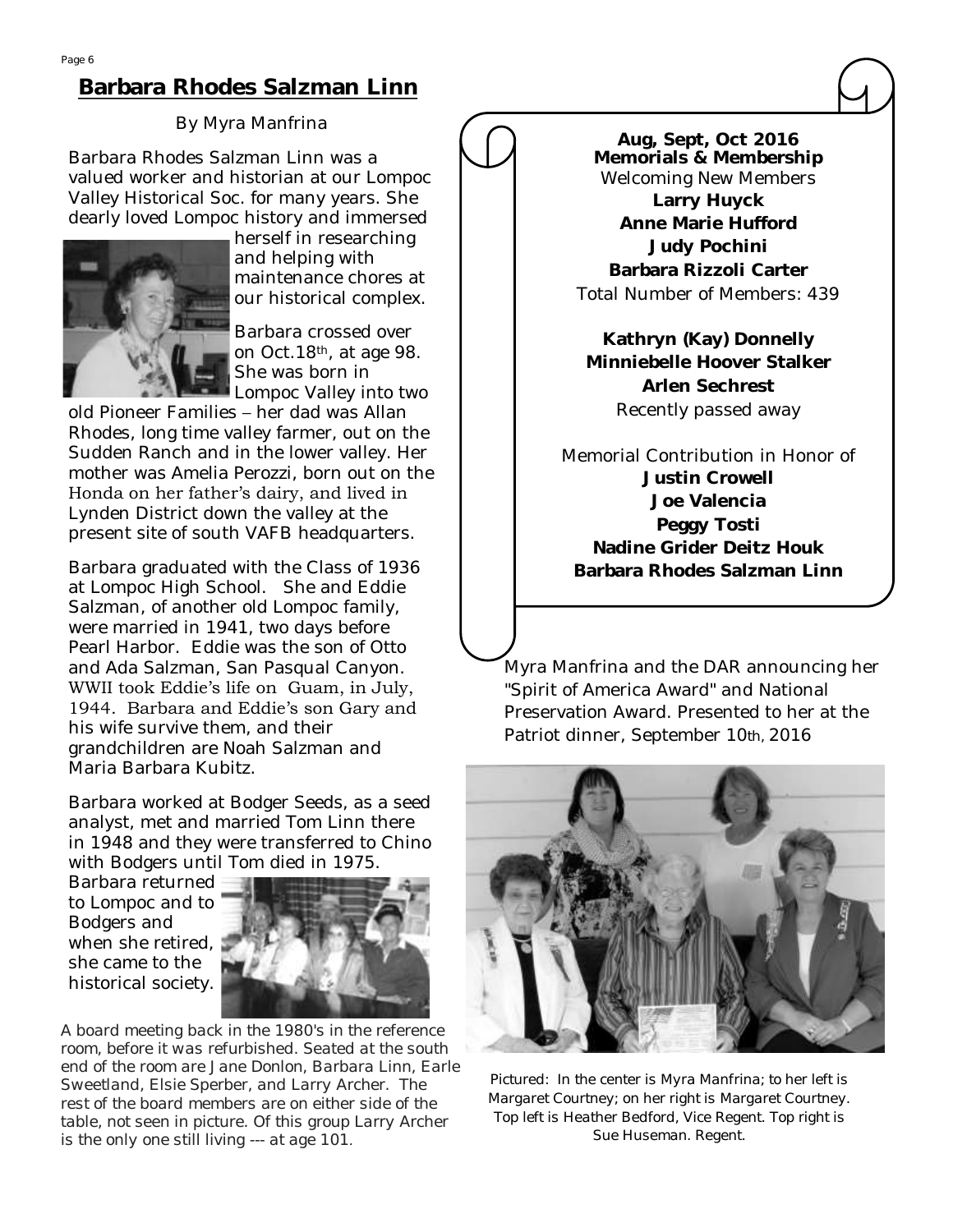## Barbara Rhodes Salzman Linn

By Myra Manfrina

Barbara Rhodes Salzman Linn was a valued worker and historian at our Lompoc Valley Historical Soc. for many years. She dearly loved Lompoc history and immersed herself in researching and helping with maintenance chores at our historical complex.

Barbara crossed over on Oct.18th, at age 98. She was born in Lompoc Valley into two old Pioneer Families – her dad was Allan Rhodes, long time valley farmer, out on the Sudden Ranch and in the lower valley. Her mother was Amelia Perozzi, born out on the Honda on her father's dairy, and lived in Lynden District down the valley at the present site of south VAFB headquarters.

Barbara graduated with the Class of 1936 at Lompoc High School. She and Eddie Salzman, of another old Lompoc family, were married in 1941, two days before Pearl Harbor. Eddie was the son of Otto and Ada Salzman, San Pasqual Canyon. WWII took Eddie's life on Guam, in July, 1944. Barbara and Eddie's son Gary and his wife survive them, and their grandchildren are Noah Salzman and Maria Barbara Kubitz.

Barbara worked at Bodger Seeds, as a seed analyst, met and married Tom Linn there in 1948 and they were transferred to Chino with Bodgers until Tom died in 1975. Barbara returned to Lompoc and to Bodgers and when she retired, she came to the historical society.

*A board meeting back in the 1980's in the reference room, before it was refurbished. Seated at the south end of the room are Jane Donlon, Barbara Linn, Earle Sweetland, Elsie Sperber, and Larry Archer. The rest of the board members are on either side of the table, not seen in picture. Of this group Larry Archer is the only one still living --- at age 101.*

**Aug, Sept, Oct 2016**
**Memorials & Membership**

Welcoming New Members

**Larry Huyck**
**Anne Marie Hufford**
**Judy Pochini**
**Barbara Rizzoli Carter**

Total Number of Members: 439

**Kathryn (Kay) Donnelly**
**Minniebelle Hoover Stalker**
**Arlen Sechrest**

Recently passed away

Memorial Contribution in Honor of

**Justin Crowell**
**Joe Valencia**
**Peggy Tosti**
**Nadine Grider Deitz Houk**
**Barbara Rhodes Salzman Linn**

Myra Manfrina and the DAR announcing her "Spirit of America Award" and National Preservation Award. Presented to her at the Patriot dinner, September 10th, 2016

Pictured: In the center is Myra Manfrina; to her left is Margaret Courtney; on her right is Margaret Courtney. Top left is Heather Bedford, Vice Regent. Top right is Sue Huseman. Regent.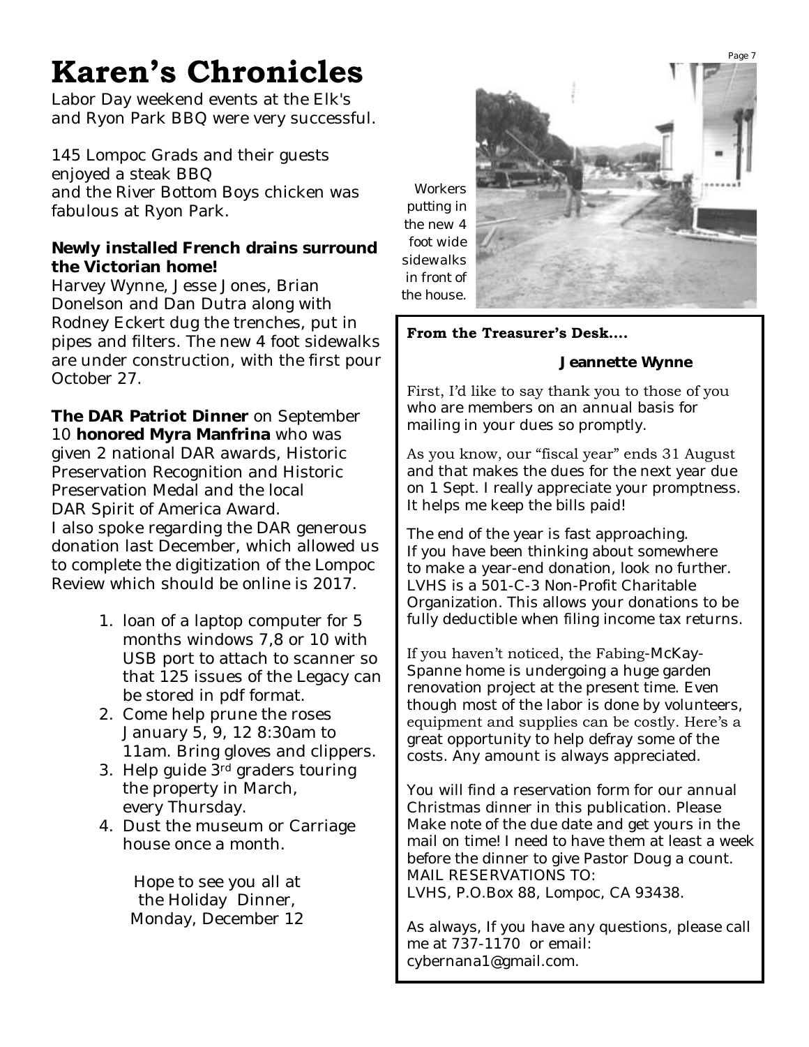# Karen's Chronicles

Labor Day weekend events at the Elk's and Ryon Park BBQ were very successful.

145 Lompoc Grads and their guests enjoyed a steak BBQ and the River Bottom Boys chicken was fabulous at Ryon Park.

**Newly installed French drains surround the Victorian home!**

Harvey Wynne, Jesse Jones, Brian Donelson and Dan Dutra along with Rodney Eckert dug the trenches, put in pipes and filters. The new 4 foot sidewalks are under construction, with the first pour October 27.

**The DAR Patriot Dinner** on September 10 **honored Myra Manfrina** who was given 2 national DAR awards, Historic Preservation Recognition and Historic Preservation Medal and the local DAR Spirit of America Award.

I also spoke regarding the DAR generous donation last December, which allowed us to complete the digitization of the Lompoc Review which should be online is 2017.

1. loan of a laptop computer for 5 months windows 7,8 or 10 with USB port to attach to scanner so that 125 issues of the Legacy can be stored in pdf format.
2. Come help prune the roses January 5, 9, 12 8:30am to 11am. Bring gloves and clippers.
3. Help guide 3rd graders touring the property in March, every Thursday.
4. Dust the museum or Carriage house once a month.

Hope to see you all at the Holiday Dinner, Monday, December 12

Workers putting in the new 4 foot wide sidewalks in front of the house.

**From the Treasurer's Desk....**

**Jeannette Wynne**

First, I'd like to say thank you to those of you who are members on an annual basis for mailing in your dues so promptly.

As you know, our "fiscal year" ends 31 August and that makes the dues for the next year due on 1 Sept. I really appreciate your promptness. It helps me keep the bills paid!

The end of the year is fast approaching. If you have been thinking about somewhere to make a year-end donation, look no further. LVHS is a 501-C-3 Non-Profit Charitable Organization. This allows your donations to be fully deductible when filing income tax returns.

If you haven't noticed, the Fabing-McKay-Spanne home is undergoing a huge garden renovation project at the present time. Even though most of the labor is done by volunteers, equipment and supplies can be costly. Here's a great opportunity to help defray some of the costs. Any amount is always appreciated.

You will find a reservation form for our annual Christmas dinner in this publication. Please Make note of the due date and get yours in the mail on time! I need to have them at least a week before the dinner to give Pastor Doug a count.
MAIL RESERVATIONS TO:
LVHS, P.O.Box 88, Lompoc, CA 93438.

As always, If you have any questions, please call me at 737-1170 or email: cybernana1@gmail.com.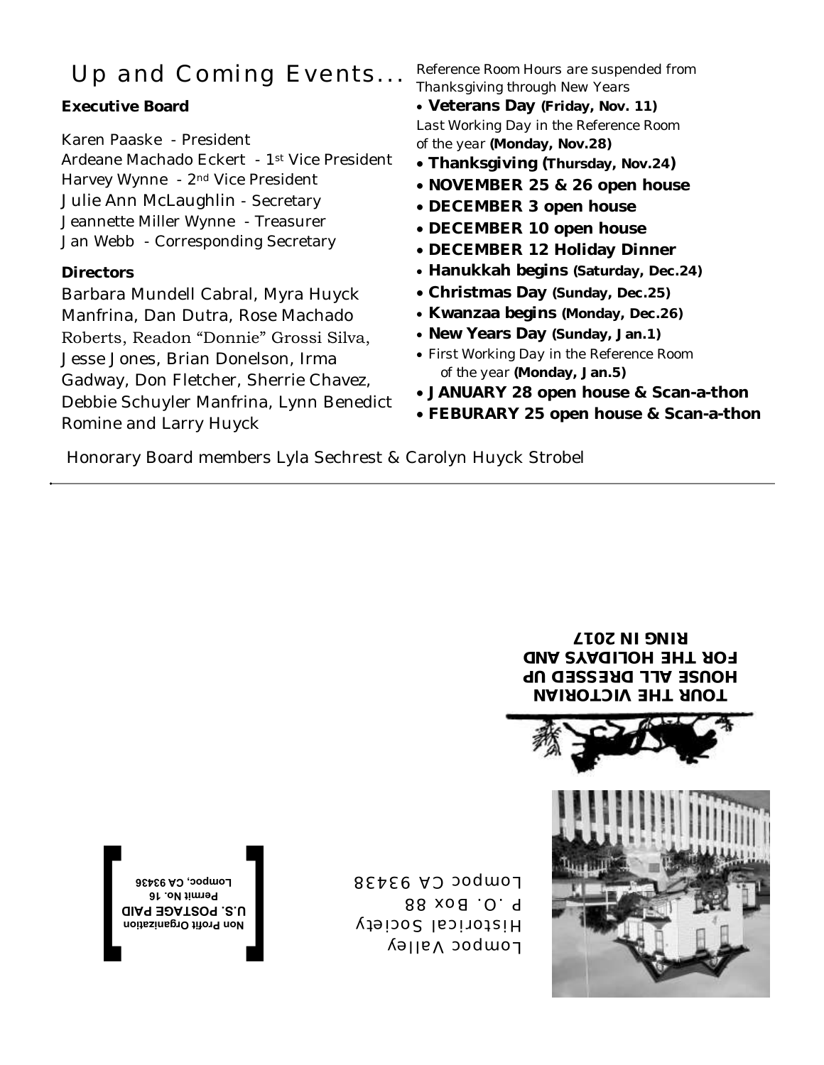# Up and Coming Events...

**Executive Board**

Karen Paaske - President
Ardeane Machado Eckert - 1st Vice President
Harvey Wynne - 2nd Vice President
Julie Ann McLaughlin - Secretary
Jeannette Miller Wynne - Treasurer
Jan Webb - Corresponding Secretary

**Directors**

Barbara Mundell Cabral, Myra Huyck Manfrina, Dan Dutra, Rose Machado Roberts, Readon "Donnie" Grossi Silva, Jesse Jones, Brian Donelson, Irma Gadway, Don Fletcher, Sherrie Chavez, Debbie Schuyler Manfrina, Lynn Benedict Romine and Larry Huyck

Reference Room Hours are suspended from Thanksgiving through New Years

- **Veterans Day (Friday, Nov. 11)**

Last Working Day in the Reference Room of the year **(Monday, Nov.28)**

- **Thanksgiving (Thursday, Nov.24)**
- **NOVEMBER 25 & 26 open house**
- **DECEMBER 3 open house**
- **DECEMBER 10 open house**
- **DECEMBER 12 Holiday Dinner**
- **Hanukkah begins (Saturday, Dec.24)**
- **Christmas Day (Sunday, Dec.25)**
- **Kwanzaa begins (Monday, Dec.26)**
- **New Years Day (Sunday, Jan.1)**
- First Working Day in the Reference Room of the year **(Monday, Jan.5)**
- **JANUARY 28 open house & Scan-a-thon**
- **FEBURARY 25 open house & Scan-a-thon**

Honorary Board members Lyla Sechrest & Carolyn Huyck Strobel

---

**TOUR THE VICTORIAN HOUSE ALL DRESSED UP FOR THE HOLIDAYS AND RING IN 2017**

Lompoc Valley
Historical Society
P.O. Box 88
Lompoc CA 93438

**Non Profit Organization**
**U.S. POSTAGE PAID**
**Permit No. 16**
**Lompoc, CA 93436**